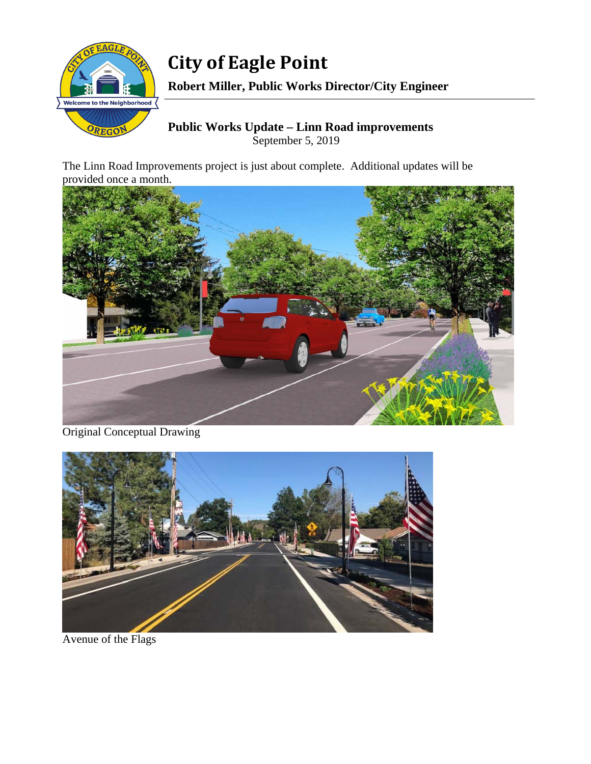# City of Eagle Point

**Robert Miller, Public Works Director/City Engineer**

## Public Works Update – Linn Road improvements

September 5, 2019

The Linn Road Improvements project is just about complete. Additional updates will be provided once a month.

Original Conceptual Drawing

Avenue of the Flags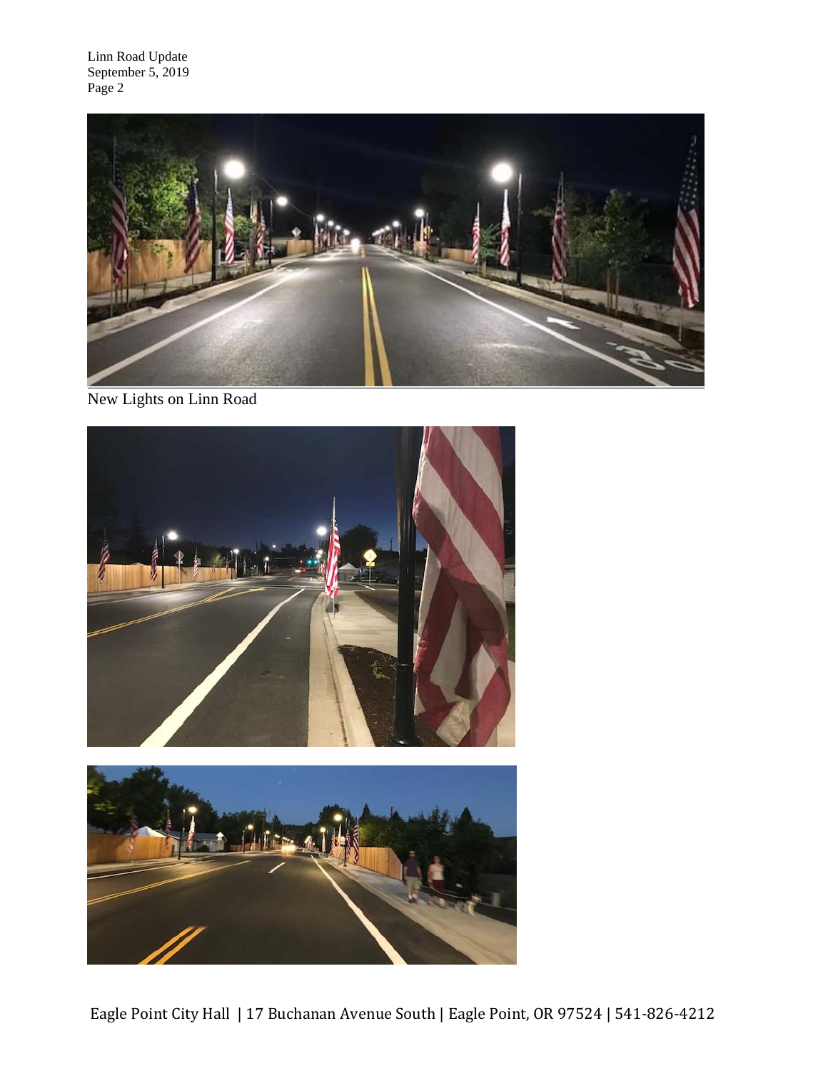New Lights on Linn Road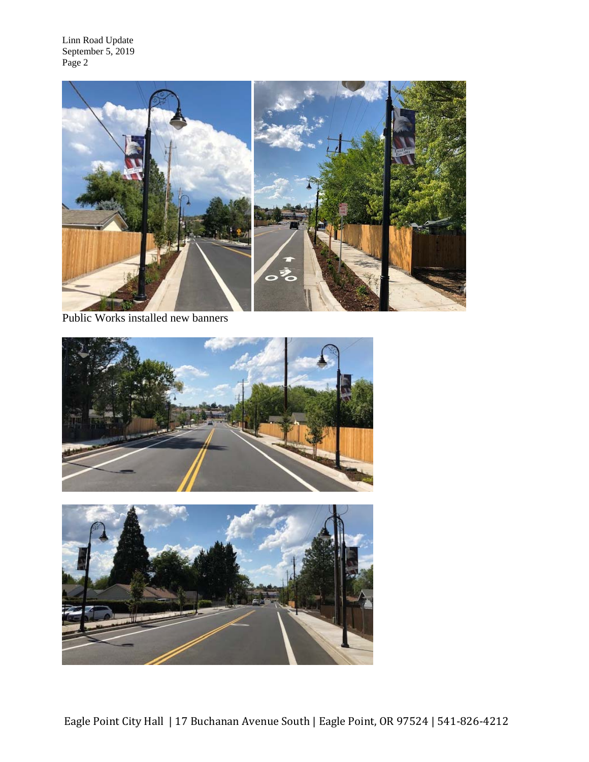Public Works installed new banners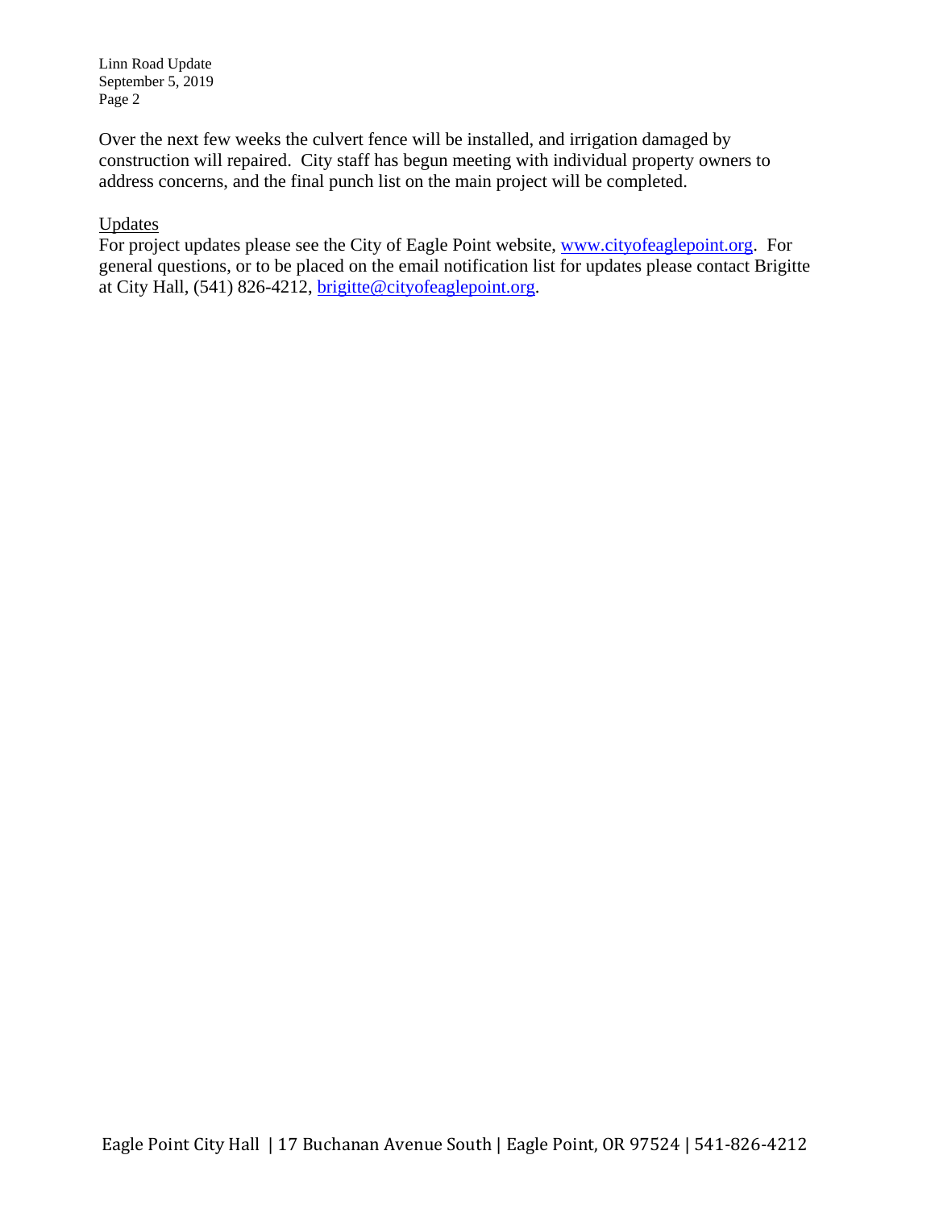Over the next few weeks the culvert fence will be installed, and irrigation damaged by construction will repaired. City staff has begun meeting with individual property owners to address concerns, and the final punch list on the main project will be completed.

Updates

For project updates please see the City of Eagle Point website, www.cityofeaglepoint.org. For general questions, or to be placed on the email notification list for updates please contact Brigitte at City Hall, (541) 826-4212, brigitte@cityofeaglepoint.org.